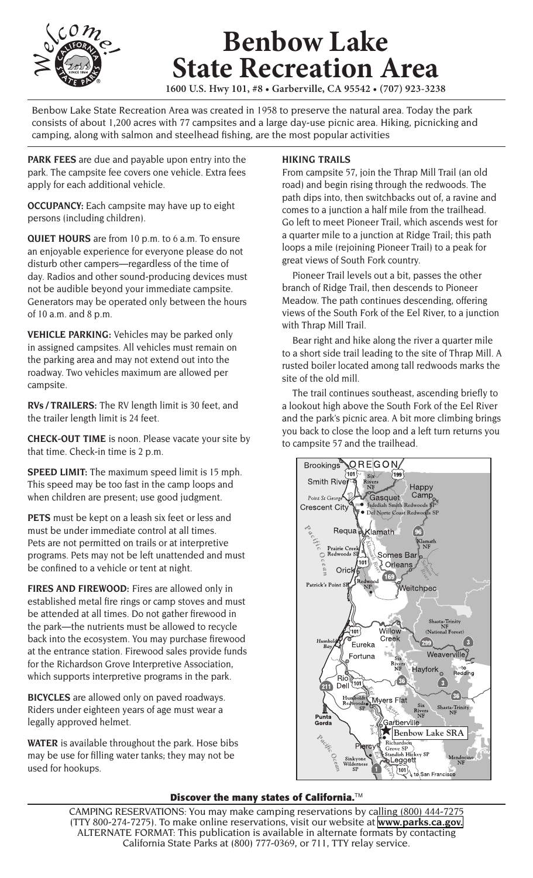# Benbow Lake State Recreation Area

**1600 U.S. Hwy 101, #8 • Garberville, CA 95542 • (707) 923-3238**

Benbow Lake State Recreation Area was created in 1958 to preserve the natural area. Today the park consists of about 1,200 acres with 77 campsites and a large day-use picnic area. Hiking, picnicking and camping, along with salmon and steelhead fishing, are the most popular activities

**PARK FEES** are due and payable upon entry into the park. The campsite fee covers one vehicle. Extra fees apply for each additional vehicle.

**OCCUPANCY:** Each campsite may have up to eight persons (including children).

**QUIET HOURS** are from 10 p.m. to 6 a.m. To ensure an enjoyable experience for everyone please do not disturb other campers—regardless of the time of day. Radios and other sound-producing devices must not be audible beyond your immediate campsite. Generators may be operated only between the hours of 10 a.m. and 8 p.m.

**VEHICLE PARKING:** Vehicles may be parked only in assigned campsites. All vehicles must remain on the parking area and may not extend out into the roadway. Two vehicles maximum are allowed per campsite.

**RVs / TRAILERS:** The RV length limit is 30 feet, and the trailer length limit is 24 feet.

**CHECK-OUT TIME** is noon. Please vacate your site by that time. Check-in time is 2 p.m.

**SPEED LIMIT:** The maximum speed limit is 15 mph. This speed may be too fast in the camp loops and when children are present; use good judgment.

**PETS** must be kept on a leash six feet or less and must be under immediate control at all times. Pets are not permitted on trails or at interpretive programs. Pets may not be left unattended and must be confined to a vehicle or tent at night.

**FIRES AND FIREWOOD:** Fires are allowed only in established metal fire rings or camp stoves and must be attended at all times. Do not gather firewood in the park—the nutrients must be allowed to recycle back into the ecosystem. You may purchase firewood at the entrance station. Firewood sales provide funds for the Richardson Grove Interpretive Association, which supports interpretive programs in the park.

**BICYCLES** are allowed only on paved roadways. Riders under eighteen years of age must wear a legally approved helmet.

**WATER** is available throughout the park. Hose bibs may be use for filling water tanks; they may not be used for hookups.

**HIKING TRAILS**

From campsite 57, join the Thrap Mill Trail (an old road) and begin rising through the redwoods. The path dips into, then switchbacks out of, a ravine and comes to a junction a half mile from the trailhead. Go left to meet Pioneer Trail, which ascends west for a quarter mile to a junction at Ridge Trail; this path loops a mile (rejoining Pioneer Trail) to a peak for great views of South Fork country.

Pioneer Trail levels out a bit, passes the other branch of Ridge Trail, then descends to Pioneer Meadow. The path continues descending, offering views of the South Fork of the Eel River, to a junction with Thrap Mill Trail.

Bear right and hike along the river a quarter mile to a short side trail leading to the site of Thrap Mill. A rusted boiler located among tall redwoods marks the site of the old mill.

The trail continues southeast, ascending briefly to a lookout high above the South Fork of the Eel River and the park's picnic area. A bit more climbing brings you back to close the loop and a left turn returns you to campsite 57 and the trailhead.

**Discover the many states of California.™**

CAMPING RESERVATIONS: You may make camping reservations by calling (800) 444-7275 (TTY 800-274-7275). To make online reservations, visit our website at **www.parks.ca.gov.**
ALTERNATE FORMAT: This publication is available in alternate formats by contacting California State Parks at (800) 777-0369, or 711, TTY relay service.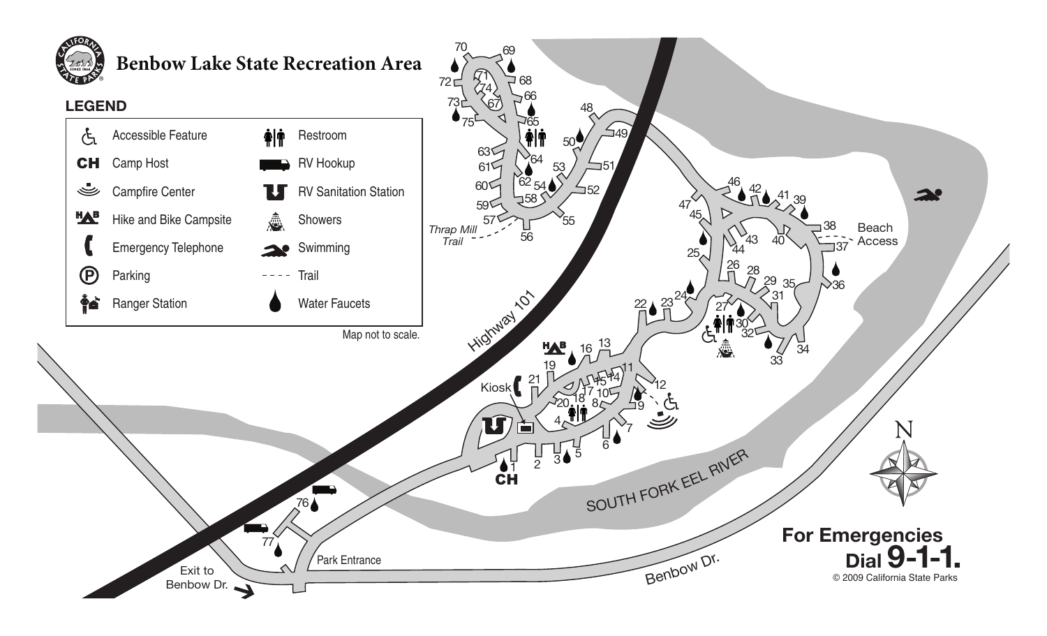# Benbow Lake State Recreation Area

## LEGEND

- Accessible Feature
- CH Camp Host
- Campfire Center
- Hike and Bike Campsite
- Emergency Telephone
- Parking
- Ranger Station
- Restroom
- RV Hookup
- RV Sanitation Station
- Showers
- Swimming
- Trail
- Water Faucets

Map not to scale.

Highway 101

Thrap Mill Trail

Beach Access

Kiosk

SOUTH FORK EEL RIVER

Park Entrance

Exit to Benbow Dr.

Benbow Dr.

N

**For Emergencies Dial 9-1-1.**

© 2009 California State Parks